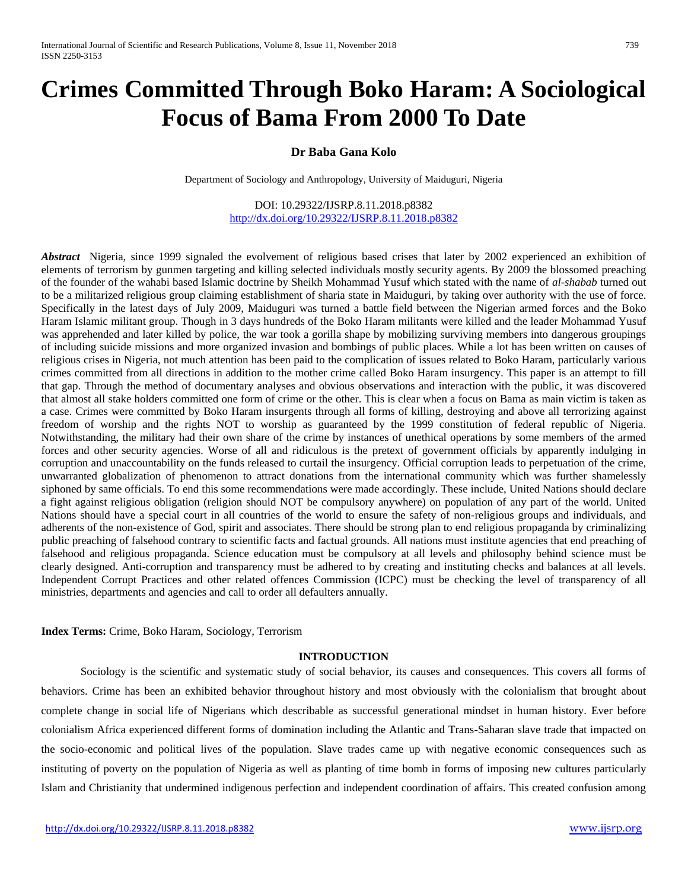# Crimes Committed Through Boko Haram: A Sociological Focus of Bama From 2000 To Date

**Dr Baba Gana Kolo**

Department of Sociology and Anthropology, University of Maiduguri, Nigeria

DOI: 10.29322/IJSRP.8.11.2018.p8382
http://dx.doi.org/10.29322/IJSRP.8.11.2018.p8382

***Abstract*** Nigeria, since 1999 signaled the evolvement of religious based crises that later by 2002 experienced an exhibition of elements of terrorism by gunmen targeting and killing selected individuals mostly security agents. By 2009 the blossomed preaching of the founder of the wahabi based Islamic doctrine by Sheikh Mohammad Yusuf which stated with the name of *al-shabab* turned out to be a militarized religious group claiming establishment of sharia state in Maiduguri, by taking over authority with the use of force. Specifically in the latest days of July 2009, Maiduguri was turned a battle field between the Nigerian armed forces and the Boko Haram Islamic militant group. Though in 3 days hundreds of the Boko Haram militants were killed and the leader Mohammad Yusuf was apprehended and later killed by police, the war took a gorilla shape by mobilizing surviving members into dangerous groupings of including suicide missions and more organized invasion and bombings of public places. While a lot has been written on causes of religious crises in Nigeria, not much attention has been paid to the complication of issues related to Boko Haram, particularly various crimes committed from all directions in addition to the mother crime called Boko Haram insurgency. This paper is an attempt to fill that gap. Through the method of documentary analyses and obvious observations and interaction with the public, it was discovered that almost all stake holders committed one form of crime or the other. This is clear when a focus on Bama as main victim is taken as a case. Crimes were committed by Boko Haram insurgents through all forms of killing, destroying and above all terrorizing against freedom of worship and the rights NOT to worship as guaranteed by the 1999 constitution of federal republic of Nigeria. Notwithstanding, the military had their own share of the crime by instances of unethical operations by some members of the armed forces and other security agencies. Worse of all and ridiculous is the pretext of government officials by apparently indulging in corruption and unaccountability on the funds released to curtail the insurgency. Official corruption leads to perpetuation of the crime, unwarranted globalization of phenomenon to attract donations from the international community which was further shamelessly siphoned by same officials. To end this some recommendations were made accordingly. These include, United Nations should declare a fight against religious obligation (religion should NOT be compulsory anywhere) on population of any part of the world. United Nations should have a special court in all countries of the world to ensure the safety of non-religious groups and individuals, and adherents of the non-existence of God, spirit and associates. There should be strong plan to end religious propaganda by criminalizing public preaching of falsehood contrary to scientific facts and factual grounds. All nations must institute agencies that end preaching of falsehood and religious propaganda. Science education must be compulsory at all levels and philosophy behind science must be clearly designed. Anti-corruption and transparency must be adhered to by creating and instituting checks and balances at all levels. Independent Corrupt Practices and other related offences Commission (ICPC) must be checking the level of transparency of all ministries, departments and agencies and call to order all defaulters annually.

**Index Terms:** Crime, Boko Haram, Sociology, Terrorism

## INTRODUCTION

Sociology is the scientific and systematic study of social behavior, its causes and consequences. This covers all forms of behaviors. Crime has been an exhibited behavior throughout history and most obviously with the colonialism that brought about complete change in social life of Nigerians which describable as successful generational mindset in human history. Ever before colonialism Africa experienced different forms of domination including the Atlantic and Trans-Saharan slave trade that impacted on the socio-economic and political lives of the population. Slave trades came up with negative economic consequences such as instituting of poverty on the population of Nigeria as well as planting of time bomb in forms of imposing new cultures particularly Islam and Christianity that undermined indigenous perfection and independent coordination of affairs. This created confusion among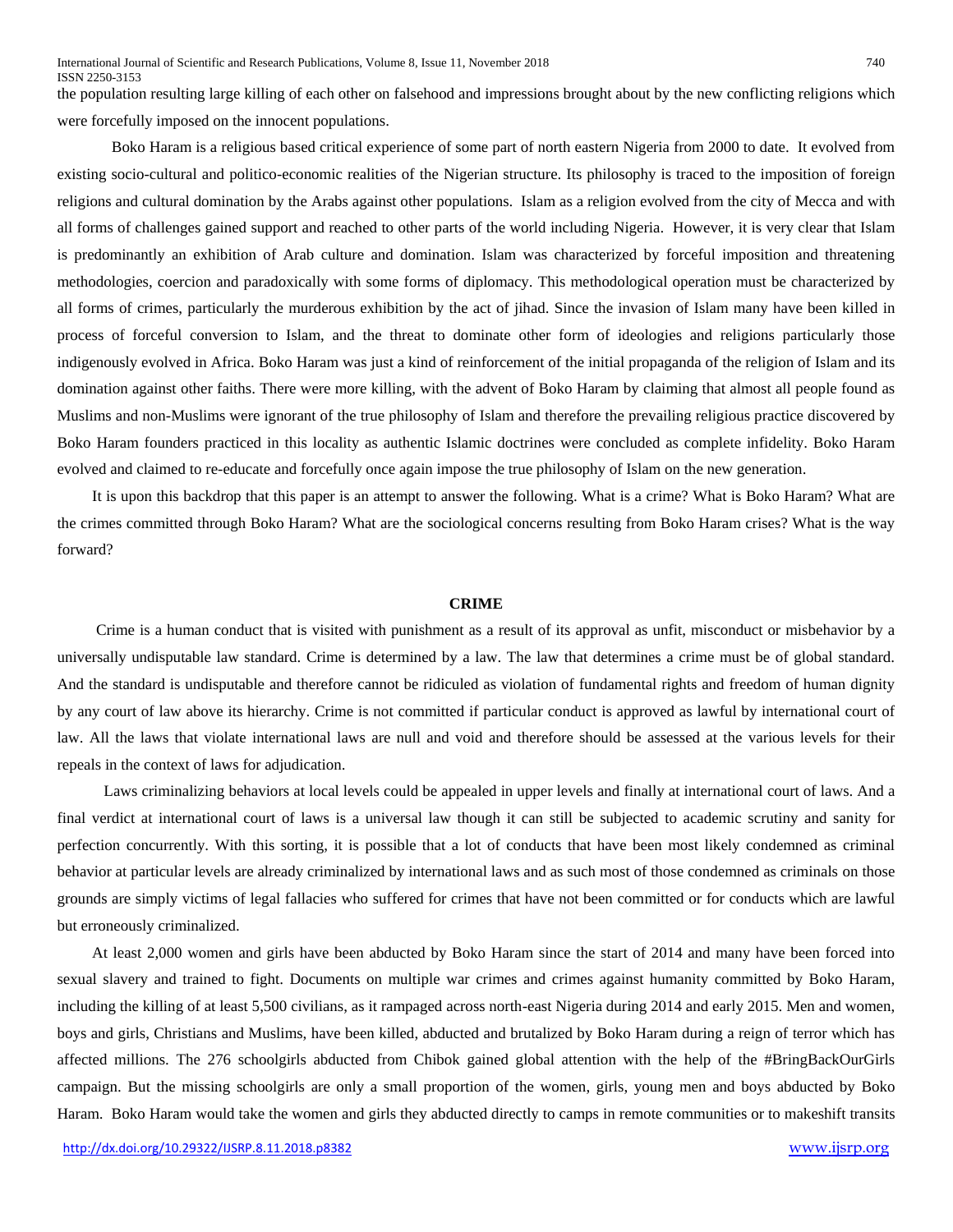the population resulting large killing of each other on falsehood and impressions brought about by the new conflicting religions which were forcefully imposed on the innocent populations.

Boko Haram is a religious based critical experience of some part of north eastern Nigeria from 2000 to date. It evolved from existing socio-cultural and politico-economic realities of the Nigerian structure. Its philosophy is traced to the imposition of foreign religions and cultural domination by the Arabs against other populations. Islam as a religion evolved from the city of Mecca and with all forms of challenges gained support and reached to other parts of the world including Nigeria. However, it is very clear that Islam is predominantly an exhibition of Arab culture and domination. Islam was characterized by forceful imposition and threatening methodologies, coercion and paradoxically with some forms of diplomacy. This methodological operation must be characterized by all forms of crimes, particularly the murderous exhibition by the act of jihad. Since the invasion of Islam many have been killed in process of forceful conversion to Islam, and the threat to dominate other form of ideologies and religions particularly those indigenously evolved in Africa. Boko Haram was just a kind of reinforcement of the initial propaganda of the religion of Islam and its domination against other faiths. There were more killing, with the advent of Boko Haram by claiming that almost all people found as Muslims and non-Muslims were ignorant of the true philosophy of Islam and therefore the prevailing religious practice discovered by Boko Haram founders practiced in this locality as authentic Islamic doctrines were concluded as complete infidelity. Boko Haram evolved and claimed to re-educate and forcefully once again impose the true philosophy of Islam on the new generation.

It is upon this backdrop that this paper is an attempt to answer the following. What is a crime? What is Boko Haram? What are the crimes committed through Boko Haram? What are the sociological concerns resulting from Boko Haram crises? What is the way forward?

## CRIME

Crime is a human conduct that is visited with punishment as a result of its approval as unfit, misconduct or misbehavior by a universally undisputable law standard. Crime is determined by a law. The law that determines a crime must be of global standard. And the standard is undisputable and therefore cannot be ridiculed as violation of fundamental rights and freedom of human dignity by any court of law above its hierarchy. Crime is not committed if particular conduct is approved as lawful by international court of law. All the laws that violate international laws are null and void and therefore should be assessed at the various levels for their repeals in the context of laws for adjudication.

Laws criminalizing behaviors at local levels could be appealed in upper levels and finally at international court of laws. And a final verdict at international court of laws is a universal law though it can still be subjected to academic scrutiny and sanity for perfection concurrently. With this sorting, it is possible that a lot of conducts that have been most likely condemned as criminal behavior at particular levels are already criminalized by international laws and as such most of those condemned as criminals on those grounds are simply victims of legal fallacies who suffered for crimes that have not been committed or for conducts which are lawful but erroneously criminalized.

At least 2,000 women and girls have been abducted by Boko Haram since the start of 2014 and many have been forced into sexual slavery and trained to fight. Documents on multiple war crimes and crimes against humanity committed by Boko Haram, including the killing of at least 5,500 civilians, as it rampaged across north-east Nigeria during 2014 and early 2015. Men and women, boys and girls, Christians and Muslims, have been killed, abducted and brutalized by Boko Haram during a reign of terror which has affected millions. The 276 schoolgirls abducted from Chibok gained global attention with the help of the #BringBackOurGirls campaign. But the missing schoolgirls are only a small proportion of the women, girls, young men and boys abducted by Boko Haram. Boko Haram would take the women and girls they abducted directly to camps in remote communities or to makeshift transits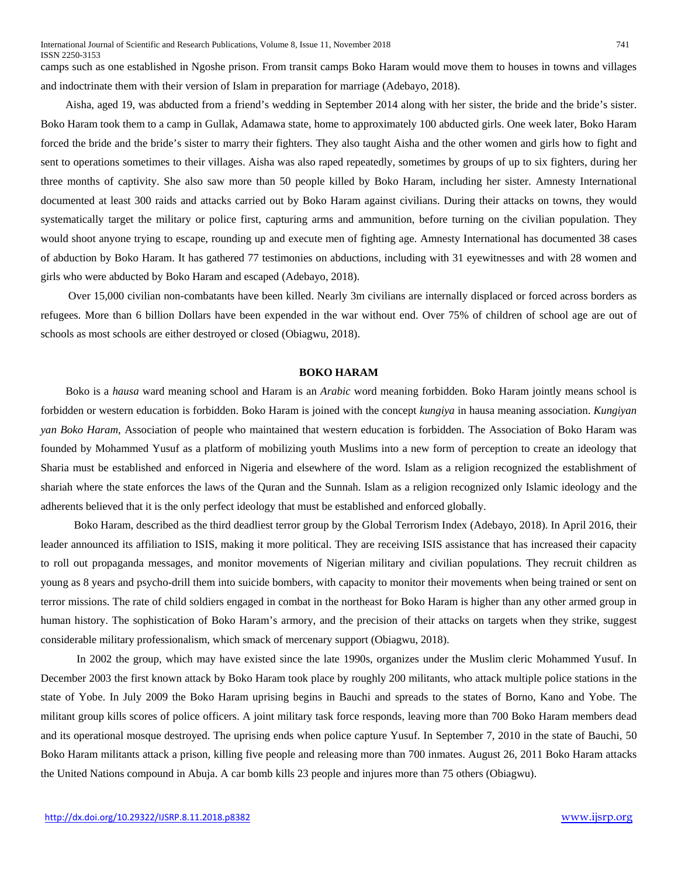camps such as one established in Ngoshe prison. From transit camps Boko Haram would move them to houses in towns and villages and indoctrinate them with their version of Islam in preparation for marriage (Adebayo, 2018).

Aisha, aged 19, was abducted from a friend's wedding in September 2014 along with her sister, the bride and the bride's sister. Boko Haram took them to a camp in Gullak, Adamawa state, home to approximately 100 abducted girls. One week later, Boko Haram forced the bride and the bride's sister to marry their fighters. They also taught Aisha and the other women and girls how to fight and sent to operations sometimes to their villages. Aisha was also raped repeatedly, sometimes by groups of up to six fighters, during her three months of captivity. She also saw more than 50 people killed by Boko Haram, including her sister. Amnesty International documented at least 300 raids and attacks carried out by Boko Haram against civilians. During their attacks on towns, they would systematically target the military or police first, capturing arms and ammunition, before turning on the civilian population. They would shoot anyone trying to escape, rounding up and execute men of fighting age. Amnesty International has documented 38 cases of abduction by Boko Haram. It has gathered 77 testimonies on abductions, including with 31 eyewitnesses and with 28 women and girls who were abducted by Boko Haram and escaped (Adebayo, 2018).

Over 15,000 civilian non-combatants have been killed. Nearly 3m civilians are internally displaced or forced across borders as refugees. More than 6 billion Dollars have been expended in the war without end. Over 75% of children of school age are out of schools as most schools are either destroyed or closed (Obiagwu, 2018).

## BOKO HARAM

Boko is a *hausa* ward meaning school and Haram is an *Arabic* word meaning forbidden. Boko Haram jointly means school is forbidden or western education is forbidden. Boko Haram is joined with the concept *kungiya* in hausa meaning association. *Kungiyan yan Boko Haram*, Association of people who maintained that western education is forbidden. The Association of Boko Haram was founded by Mohammed Yusuf as a platform of mobilizing youth Muslims into a new form of perception to create an ideology that Sharia must be established and enforced in Nigeria and elsewhere of the word. Islam as a religion recognized the establishment of shariah where the state enforces the laws of the Quran and the Sunnah. Islam as a religion recognized only Islamic ideology and the adherents believed that it is the only perfect ideology that must be established and enforced globally.

Boko Haram, described as the third deadliest terror group by the Global Terrorism Index (Adebayo, 2018). In April 2016, their leader announced its affiliation to ISIS, making it more political. They are receiving ISIS assistance that has increased their capacity to roll out propaganda messages, and monitor movements of Nigerian military and civilian populations. They recruit children as young as 8 years and psycho-drill them into suicide bombers, with capacity to monitor their movements when being trained or sent on terror missions. The rate of child soldiers engaged in combat in the northeast for Boko Haram is higher than any other armed group in human history. The sophistication of Boko Haram's armory, and the precision of their attacks on targets when they strike, suggest considerable military professionalism, which smack of mercenary support (Obiagwu, 2018).

In 2002 the group, which may have existed since the late 1990s, organizes under the Muslim cleric Mohammed Yusuf. In December 2003 the first known attack by Boko Haram took place by roughly 200 militants, who attack multiple police stations in the state of Yobe. In July 2009 the Boko Haram uprising begins in Bauchi and spreads to the states of Borno, Kano and Yobe. The militant group kills scores of police officers. A joint military task force responds, leaving more than 700 Boko Haram members dead and its operational mosque destroyed. The uprising ends when police capture Yusuf. In September 7, 2010 in the state of Bauchi, 50 Boko Haram militants attack a prison, killing five people and releasing more than 700 inmates. August 26, 2011 Boko Haram attacks the United Nations compound in Abuja. A car bomb kills 23 people and injures more than 75 others (Obiagwu).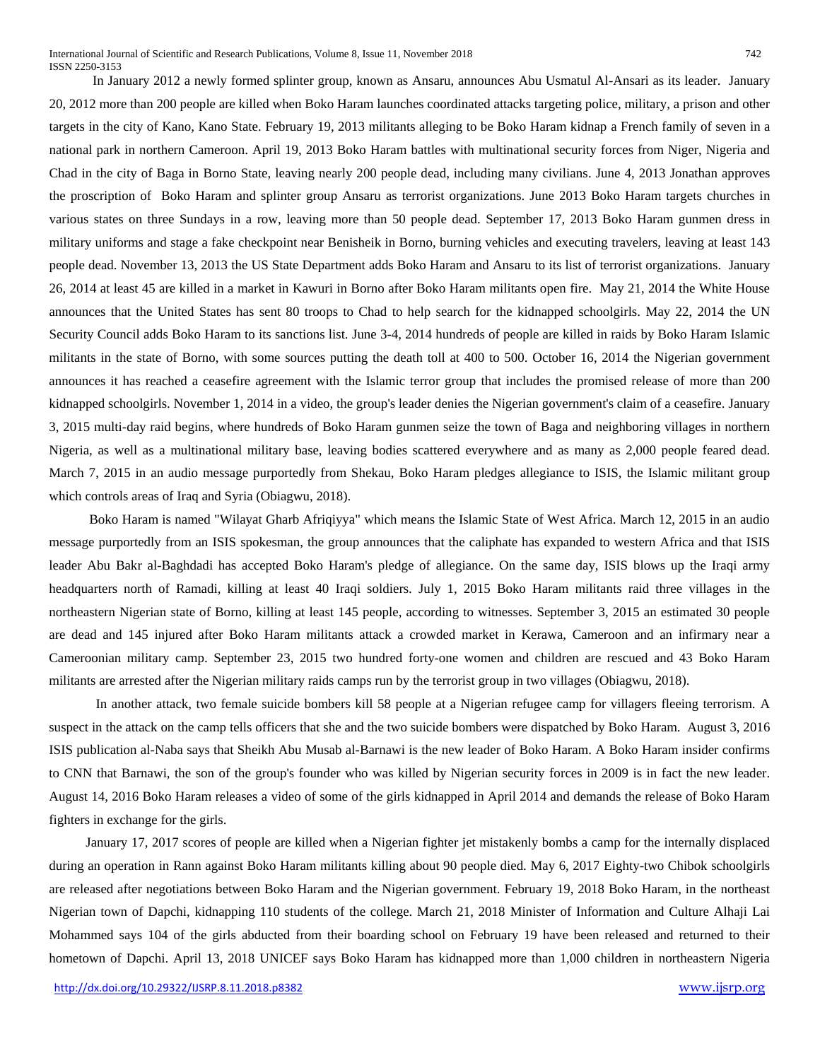In January 2012 a newly formed splinter group, known as Ansaru, announces Abu Usmatul Al-Ansari as its leader. January 20, 2012 more than 200 people are killed when Boko Haram launches coordinated attacks targeting police, military, a prison and other targets in the city of Kano, Kano State. February 19, 2013 militants alleging to be Boko Haram kidnap a French family of seven in a national park in northern Cameroon. April 19, 2013 Boko Haram battles with multinational security forces from Niger, Nigeria and Chad in the city of Baga in Borno State, leaving nearly 200 people dead, including many civilians. June 4, 2013 Jonathan approves the proscription of Boko Haram and splinter group Ansaru as terrorist organizations. June 2013 Boko Haram targets churches in various states on three Sundays in a row, leaving more than 50 people dead. September 17, 2013 Boko Haram gunmen dress in military uniforms and stage a fake checkpoint near Benisheik in Borno, burning vehicles and executing travelers, leaving at least 143 people dead. November 13, 2013 the US State Department adds Boko Haram and Ansaru to its list of terrorist organizations. January 26, 2014 at least 45 are killed in a market in Kawuri in Borno after Boko Haram militants open fire. May 21, 2014 the White House announces that the United States has sent 80 troops to Chad to help search for the kidnapped schoolgirls. May 22, 2014 the UN Security Council adds Boko Haram to its sanctions list. June 3-4, 2014 hundreds of people are killed in raids by Boko Haram Islamic militants in the state of Borno, with some sources putting the death toll at 400 to 500. October 16, 2014 the Nigerian government announces it has reached a ceasefire agreement with the Islamic terror group that includes the promised release of more than 200 kidnapped schoolgirls. November 1, 2014 in a video, the group's leader denies the Nigerian government's claim of a ceasefire. January 3, 2015 multi-day raid begins, where hundreds of Boko Haram gunmen seize the town of Baga and neighboring villages in northern Nigeria, as well as a multinational military base, leaving bodies scattered everywhere and as many as 2,000 people feared dead. March 7, 2015 in an audio message purportedly from Shekau, Boko Haram pledges allegiance to ISIS, the Islamic militant group which controls areas of Iraq and Syria (Obiagwu, 2018).

Boko Haram is named "Wilayat Gharb Afriqiyya" which means the Islamic State of West Africa. March 12, 2015 in an audio message purportedly from an ISIS spokesman, the group announces that the caliphate has expanded to western Africa and that ISIS leader Abu Bakr al-Baghdadi has accepted Boko Haram's pledge of allegiance. On the same day, ISIS blows up the Iraqi army headquarters north of Ramadi, killing at least 40 Iraqi soldiers. July 1, 2015 Boko Haram militants raid three villages in the northeastern Nigerian state of Borno, killing at least 145 people, according to witnesses. September 3, 2015 an estimated 30 people are dead and 145 injured after Boko Haram militants attack a crowded market in Kerawa, Cameroon and an infirmary near a Cameroonian military camp. September 23, 2015 two hundred forty-one women and children are rescued and 43 Boko Haram militants are arrested after the Nigerian military raids camps run by the terrorist group in two villages (Obiagwu, 2018).

In another attack, two female suicide bombers kill 58 people at a Nigerian refugee camp for villagers fleeing terrorism. A suspect in the attack on the camp tells officers that she and the two suicide bombers were dispatched by Boko Haram. August 3, 2016 ISIS publication al-Naba says that Sheikh Abu Musab al-Barnawi is the new leader of Boko Haram. A Boko Haram insider confirms to CNN that Barnawi, the son of the group's founder who was killed by Nigerian security forces in 2009 is in fact the new leader. August 14, 2016 Boko Haram releases a video of some of the girls kidnapped in April 2014 and demands the release of Boko Haram fighters in exchange for the girls.

January 17, 2017 scores of people are killed when a Nigerian fighter jet mistakenly bombs a camp for the internally displaced during an operation in Rann against Boko Haram militants killing about 90 people died. May 6, 2017 Eighty-two Chibok schoolgirls are released after negotiations between Boko Haram and the Nigerian government. February 19, 2018 Boko Haram, in the northeast Nigerian town of Dapchi, kidnapping 110 students of the college. March 21, 2018 Minister of Information and Culture Alhaji Lai Mohammed says 104 of the girls abducted from their boarding school on February 19 have been released and returned to their hometown of Dapchi. April 13, 2018 UNICEF says Boko Haram has kidnapped more than 1,000 children in northeastern Nigeria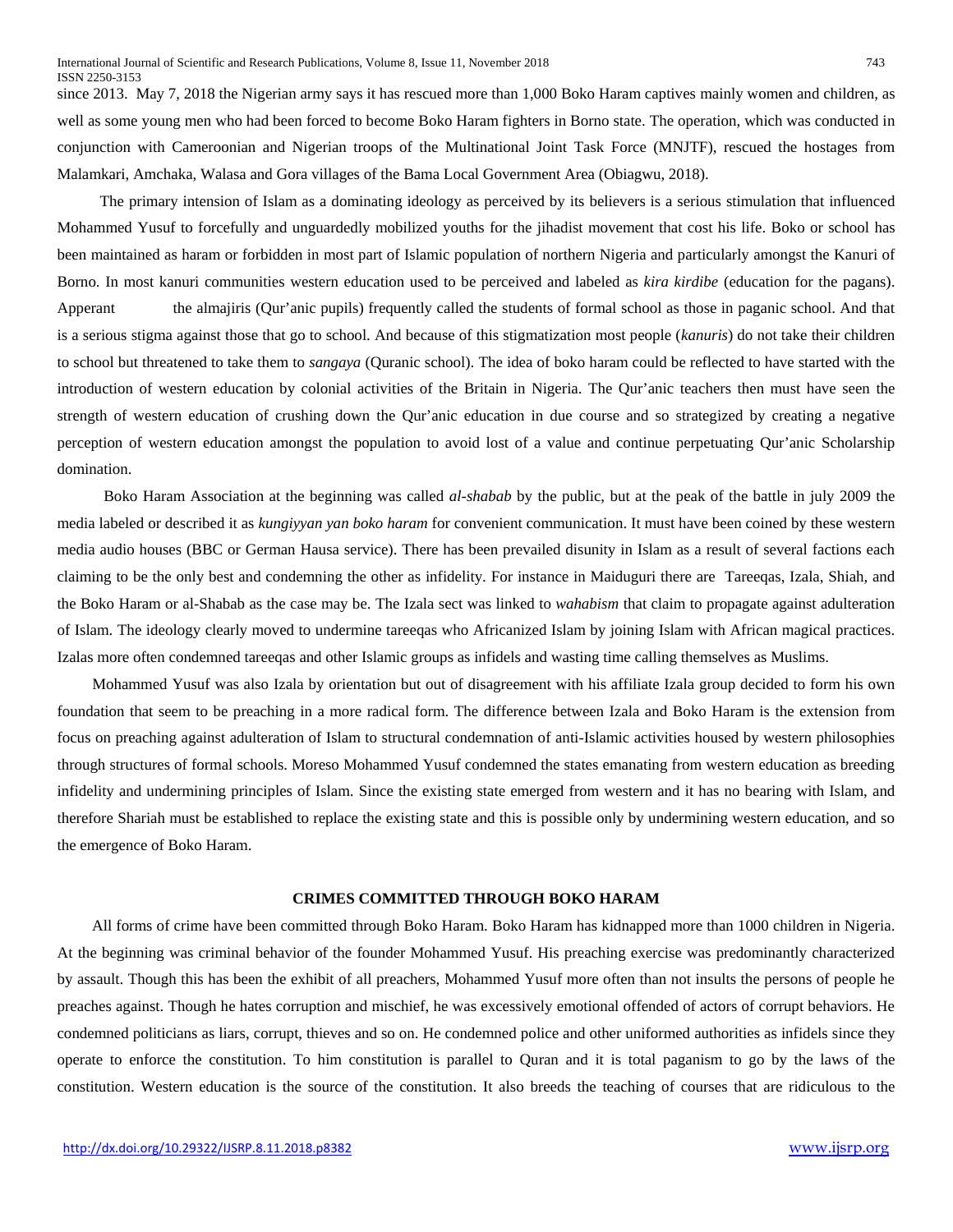since 2013. May 7, 2018 the Nigerian army says it has rescued more than 1,000 Boko Haram captives mainly women and children, as well as some young men who had been forced to become Boko Haram fighters in Borno state. The operation, which was conducted in conjunction with Cameroonian and Nigerian troops of the Multinational Joint Task Force (MNJTF), rescued the hostages from Malamkari, Amchaka, Walasa and Gora villages of the Bama Local Government Area (Obiagwu, 2018).

The primary intension of Islam as a dominating ideology as perceived by its believers is a serious stimulation that influenced Mohammed Yusuf to forcefully and unguardedly mobilized youths for the jihadist movement that cost his life. Boko or school has been maintained as haram or forbidden in most part of Islamic population of northern Nigeria and particularly amongst the Kanuri of Borno. In most kanuri communities western education used to be perceived and labeled as *kira kirdibe* (education for the pagans). Apperant the almajiris (Qur'anic pupils) frequently called the students of formal school as those in paganic school. And that is a serious stigma against those that go to school. And because of this stigmatization most people (*kanuris*) do not take their children to school but threatened to take them to *sangaya* (Quranic school). The idea of boko haram could be reflected to have started with the introduction of western education by colonial activities of the Britain in Nigeria. The Qur'anic teachers then must have seen the strength of western education of crushing down the Qur'anic education in due course and so strategized by creating a negative perception of western education amongst the population to avoid lost of a value and continue perpetuating Qur'anic Scholarship domination.

Boko Haram Association at the beginning was called *al-shabab* by the public, but at the peak of the battle in july 2009 the media labeled or described it as *kungiyyan yan boko haram* for convenient communication. It must have been coined by these western media audio houses (BBC or German Hausa service). There has been prevailed disunity in Islam as a result of several factions each claiming to be the only best and condemning the other as infidelity. For instance in Maiduguri there are Tareeqas, Izala, Shiah, and the Boko Haram or al-Shabab as the case may be. The Izala sect was linked to *wahabism* that claim to propagate against adulteration of Islam. The ideology clearly moved to undermine tareeqas who Africanized Islam by joining Islam with African magical practices. Izalas more often condemned tareeqas and other Islamic groups as infidels and wasting time calling themselves as Muslims.

Mohammed Yusuf was also Izala by orientation but out of disagreement with his affiliate Izala group decided to form his own foundation that seem to be preaching in a more radical form. The difference between Izala and Boko Haram is the extension from focus on preaching against adulteration of Islam to structural condemnation of anti-Islamic activities housed by western philosophies through structures of formal schools. Moreso Mohammed Yusuf condemned the states emanating from western education as breeding infidelity and undermining principles of Islam. Since the existing state emerged from western and it has no bearing with Islam, and therefore Shariah must be established to replace the existing state and this is possible only by undermining western education, and so the emergence of Boko Haram.

## CRIMES COMMITTED THROUGH BOKO HARAM

All forms of crime have been committed through Boko Haram. Boko Haram has kidnapped more than 1000 children in Nigeria. At the beginning was criminal behavior of the founder Mohammed Yusuf. His preaching exercise was predominantly characterized by assault. Though this has been the exhibit of all preachers, Mohammed Yusuf more often than not insults the persons of people he preaches against. Though he hates corruption and mischief, he was excessively emotional offended of actors of corrupt behaviors. He condemned politicians as liars, corrupt, thieves and so on. He condemned police and other uniformed authorities as infidels since they operate to enforce the constitution. To him constitution is parallel to Quran and it is total paganism to go by the laws of the constitution. Western education is the source of the constitution. It also breeds the teaching of courses that are ridiculous to the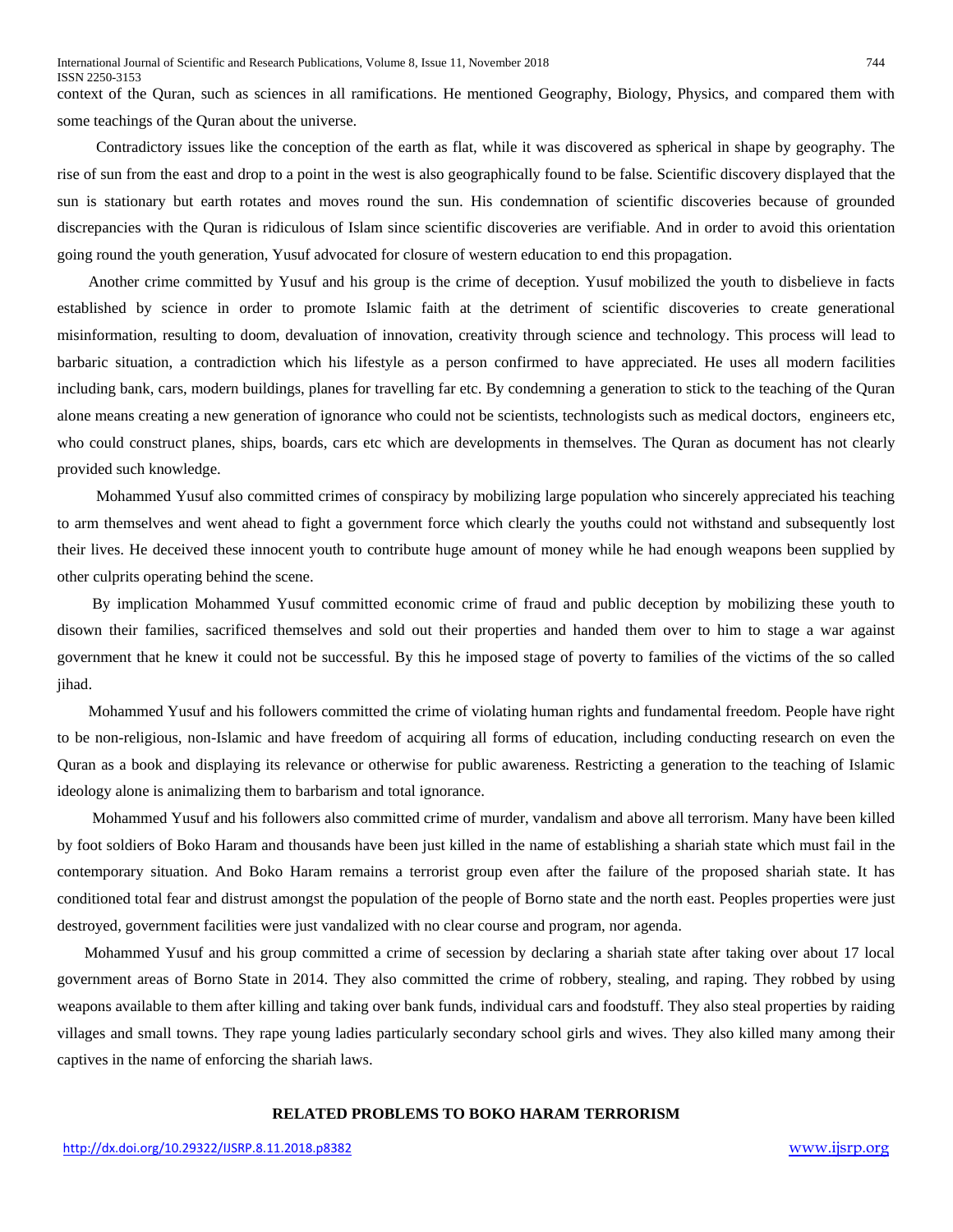context of the Quran, such as sciences in all ramifications. He mentioned Geography, Biology, Physics, and compared them with some teachings of the Quran about the universe.

Contradictory issues like the conception of the earth as flat, while it was discovered as spherical in shape by geography. The rise of sun from the east and drop to a point in the west is also geographically found to be false. Scientific discovery displayed that the sun is stationary but earth rotates and moves round the sun. His condemnation of scientific discoveries because of grounded discrepancies with the Quran is ridiculous of Islam since scientific discoveries are verifiable. And in order to avoid this orientation going round the youth generation, Yusuf advocated for closure of western education to end this propagation.

Another crime committed by Yusuf and his group is the crime of deception. Yusuf mobilized the youth to disbelieve in facts established by science in order to promote Islamic faith at the detriment of scientific discoveries to create generational misinformation, resulting to doom, devaluation of innovation, creativity through science and technology. This process will lead to barbaric situation, a contradiction which his lifestyle as a person confirmed to have appreciated. He uses all modern facilities including bank, cars, modern buildings, planes for travelling far etc. By condemning a generation to stick to the teaching of the Quran alone means creating a new generation of ignorance who could not be scientists, technologists such as medical doctors, engineers etc, who could construct planes, ships, boards, cars etc which are developments in themselves. The Quran as document has not clearly provided such knowledge.

Mohammed Yusuf also committed crimes of conspiracy by mobilizing large population who sincerely appreciated his teaching to arm themselves and went ahead to fight a government force which clearly the youths could not withstand and subsequently lost their lives. He deceived these innocent youth to contribute huge amount of money while he had enough weapons been supplied by other culprits operating behind the scene.

By implication Mohammed Yusuf committed economic crime of fraud and public deception by mobilizing these youth to disown their families, sacrificed themselves and sold out their properties and handed them over to him to stage a war against government that he knew it could not be successful. By this he imposed stage of poverty to families of the victims of the so called jihad.

Mohammed Yusuf and his followers committed the crime of violating human rights and fundamental freedom. People have right to be non-religious, non-Islamic and have freedom of acquiring all forms of education, including conducting research on even the Quran as a book and displaying its relevance or otherwise for public awareness. Restricting a generation to the teaching of Islamic ideology alone is animalizing them to barbarism and total ignorance.

Mohammed Yusuf and his followers also committed crime of murder, vandalism and above all terrorism. Many have been killed by foot soldiers of Boko Haram and thousands have been just killed in the name of establishing a shariah state which must fail in the contemporary situation. And Boko Haram remains a terrorist group even after the failure of the proposed shariah state. It has conditioned total fear and distrust amongst the population of the people of Borno state and the north east. Peoples properties were just destroyed, government facilities were just vandalized with no clear course and program, nor agenda.

Mohammed Yusuf and his group committed a crime of secession by declaring a shariah state after taking over about 17 local government areas of Borno State in 2014. They also committed the crime of robbery, stealing, and raping. They robbed by using weapons available to them after killing and taking over bank funds, individual cars and foodstuff. They also steal properties by raiding villages and small towns. They rape young ladies particularly secondary school girls and wives. They also killed many among their captives in the name of enforcing the shariah laws.

## RELATED PROBLEMS TO BOKO HARAM TERRORISM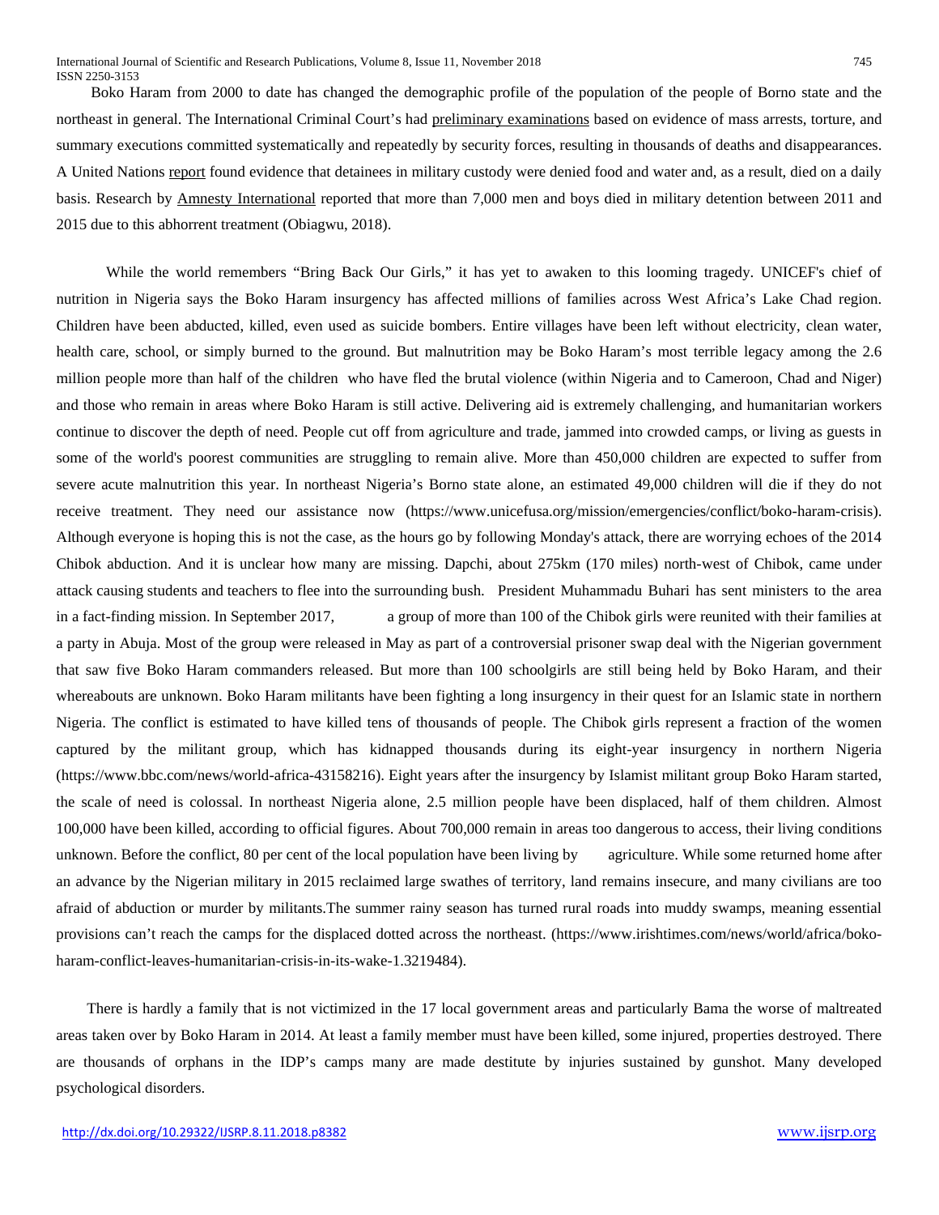Boko Haram from 2000 to date has changed the demographic profile of the population of the people of Borno state and the northeast in general. The International Criminal Court's had preliminary examinations based on evidence of mass arrests, torture, and summary executions committed systematically and repeatedly by security forces, resulting in thousands of deaths and disappearances. A United Nations report found evidence that detainees in military custody were denied food and water and, as a result, died on a daily basis. Research by Amnesty International reported that more than 7,000 men and boys died in military detention between 2011 and 2015 due to this abhorrent treatment (Obiagwu, 2018).

While the world remembers "Bring Back Our Girls," it has yet to awaken to this looming tragedy. UNICEF's chief of nutrition in Nigeria says the Boko Haram insurgency has affected millions of families across West Africa's Lake Chad region. Children have been abducted, killed, even used as suicide bombers. Entire villages have been left without electricity, clean water, health care, school, or simply burned to the ground. But malnutrition may be Boko Haram's most terrible legacy among the 2.6 million people more than half of the children who have fled the brutal violence (within Nigeria and to Cameroon, Chad and Niger) and those who remain in areas where Boko Haram is still active. Delivering aid is extremely challenging, and humanitarian workers continue to discover the depth of need. People cut off from agriculture and trade, jammed into crowded camps, or living as guests in some of the world's poorest communities are struggling to remain alive. More than 450,000 children are expected to suffer from severe acute malnutrition this year. In northeast Nigeria's Borno state alone, an estimated 49,000 children will die if they do not receive treatment. They need our assistance now (https://www.unicefusa.org/mission/emergencies/conflict/boko-haram-crisis). Although everyone is hoping this is not the case, as the hours go by following Monday's attack, there are worrying echoes of the 2014 Chibok abduction. And it is unclear how many are missing. Dapchi, about 275km (170 miles) north-west of Chibok, came under attack causing students and teachers to flee into the surrounding bush. President Muhammadu Buhari has sent ministers to the area in a fact-finding mission. In September 2017, a group of more than 100 of the Chibok girls were reunited with their families at a party in Abuja. Most of the group were released in May as part of a controversial prisoner swap deal with the Nigerian government that saw five Boko Haram commanders released. But more than 100 schoolgirls are still being held by Boko Haram, and their whereabouts are unknown. Boko Haram militants have been fighting a long insurgency in their quest for an Islamic state in northern Nigeria. The conflict is estimated to have killed tens of thousands of people. The Chibok girls represent a fraction of the women captured by the militant group, which has kidnapped thousands during its eight-year insurgency in northern Nigeria (https://www.bbc.com/news/world-africa-43158216). Eight years after the insurgency by Islamist militant group Boko Haram started, the scale of need is colossal. In northeast Nigeria alone, 2.5 million people have been displaced, half of them children. Almost 100,000 have been killed, according to official figures. About 700,000 remain in areas too dangerous to access, their living conditions unknown. Before the conflict, 80 per cent of the local population have been living by agriculture. While some returned home after an advance by the Nigerian military in 2015 reclaimed large swathes of territory, land remains insecure, and many civilians are too afraid of abduction or murder by militants.The summer rainy season has turned rural roads into muddy swamps, meaning essential provisions can't reach the camps for the displaced dotted across the northeast. (https://www.irishtimes.com/news/world/africa/boko-haram-conflict-leaves-humanitarian-crisis-in-its-wake-1.3219484).

There is hardly a family that is not victimized in the 17 local government areas and particularly Bama the worse of maltreated areas taken over by Boko Haram in 2014. At least a family member must have been killed, some injured, properties destroyed. There are thousands of orphans in the IDP's camps many are made destitute by injuries sustained by gunshot. Many developed psychological disorders.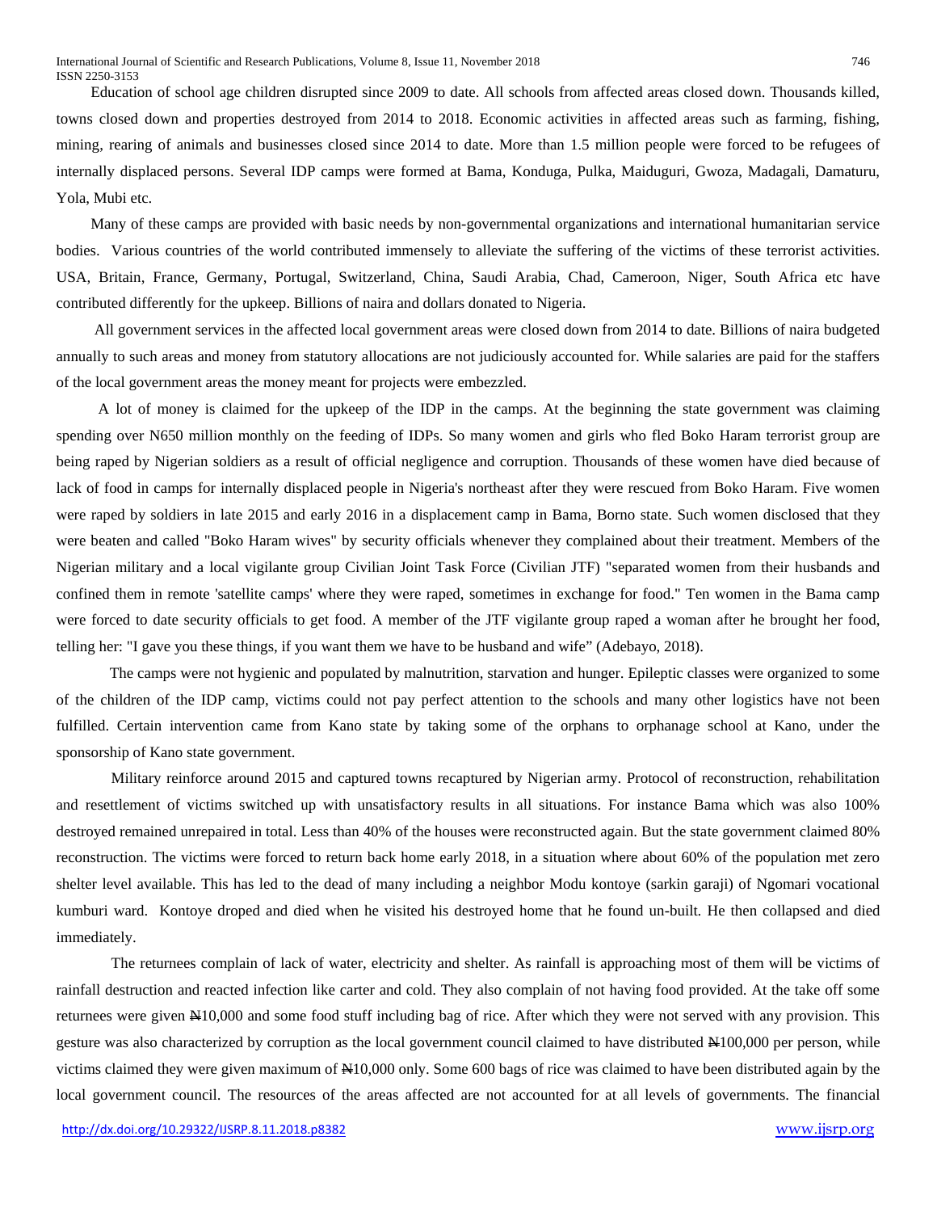Education of school age children disrupted since 2009 to date. All schools from affected areas closed down. Thousands killed, towns closed down and properties destroyed from 2014 to 2018. Economic activities in affected areas such as farming, fishing, mining, rearing of animals and businesses closed since 2014 to date. More than 1.5 million people were forced to be refugees of internally displaced persons. Several IDP camps were formed at Bama, Konduga, Pulka, Maiduguri, Gwoza, Madagali, Damaturu, Yola, Mubi etc.

Many of these camps are provided with basic needs by non-governmental organizations and international humanitarian service bodies. Various countries of the world contributed immensely to alleviate the suffering of the victims of these terrorist activities. USA, Britain, France, Germany, Portugal, Switzerland, China, Saudi Arabia, Chad, Cameroon, Niger, South Africa etc have contributed differently for the upkeep. Billions of naira and dollars donated to Nigeria.

All government services in the affected local government areas were closed down from 2014 to date. Billions of naira budgeted annually to such areas and money from statutory allocations are not judiciously accounted for. While salaries are paid for the staffers of the local government areas the money meant for projects were embezzled.

A lot of money is claimed for the upkeep of the IDP in the camps. At the beginning the state government was claiming spending over N650 million monthly on the feeding of IDPs. So many women and girls who fled Boko Haram terrorist group are being raped by Nigerian soldiers as a result of official negligence and corruption. Thousands of these women have died because of lack of food in camps for internally displaced people in Nigeria's northeast after they were rescued from Boko Haram. Five women were raped by soldiers in late 2015 and early 2016 in a displacement camp in Bama, Borno state. Such women disclosed that they were beaten and called "Boko Haram wives" by security officials whenever they complained about their treatment. Members of the Nigerian military and a local vigilante group Civilian Joint Task Force (Civilian JTF) "separated women from their husbands and confined them in remote 'satellite camps' where they were raped, sometimes in exchange for food." Ten women in the Bama camp were forced to date security officials to get food. A member of the JTF vigilante group raped a woman after he brought her food, telling her: "I gave you these things, if you want them we have to be husband and wife" (Adebayo, 2018).

The camps were not hygienic and populated by malnutrition, starvation and hunger. Epileptic classes were organized to some of the children of the IDP camp, victims could not pay perfect attention to the schools and many other logistics have not been fulfilled. Certain intervention came from Kano state by taking some of the orphans to orphanage school at Kano, under the sponsorship of Kano state government.

Military reinforce around 2015 and captured towns recaptured by Nigerian army. Protocol of reconstruction, rehabilitation and resettlement of victims switched up with unsatisfactory results in all situations. For instance Bama which was also 100% destroyed remained unrepaired in total. Less than 40% of the houses were reconstructed again. But the state government claimed 80% reconstruction. The victims were forced to return back home early 2018, in a situation where about 60% of the population met zero shelter level available. This has led to the dead of many including a neighbor Modu kontoye (sarkin garaji) of Ngomari vocational kumburi ward. Kontoye droped and died when he visited his destroyed home that he found un-built. He then collapsed and died immediately.

The returnees complain of lack of water, electricity and shelter. As rainfall is approaching most of them will be victims of rainfall destruction and reacted infection like carter and cold. They also complain of not having food provided. At the take off some returnees were given ₦10,000 and some food stuff including bag of rice. After which they were not served with any provision. This gesture was also characterized by corruption as the local government council claimed to have distributed ₦100,000 per person, while victims claimed they were given maximum of ₦10,000 only. Some 600 bags of rice was claimed to have been distributed again by the local government council. The resources of the areas affected are not accounted for at all levels of governments. The financial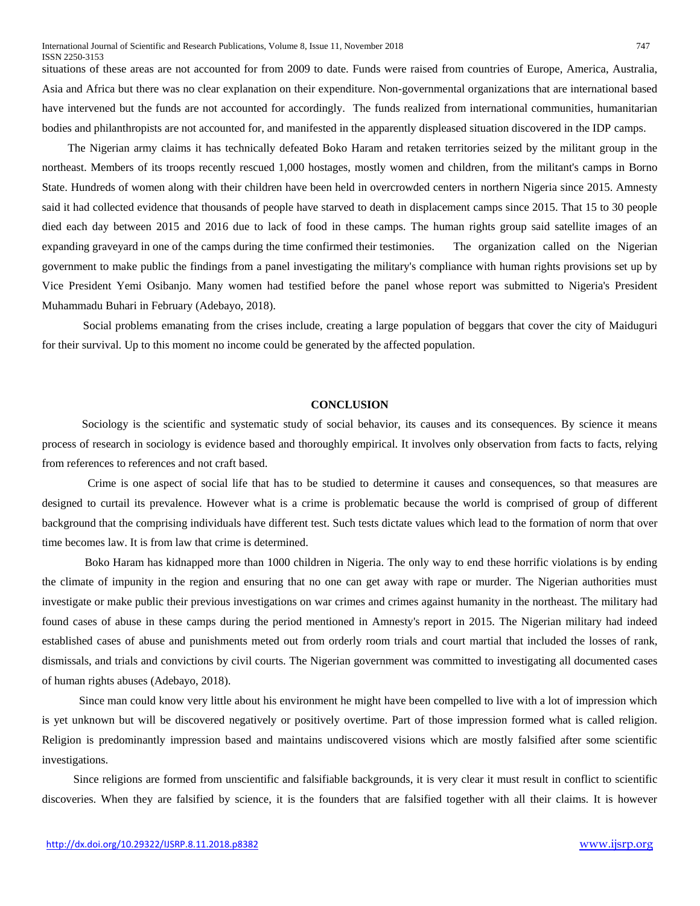situations of these areas are not accounted for from 2009 to date. Funds were raised from countries of Europe, America, Australia, Asia and Africa but there was no clear explanation on their expenditure. Non-governmental organizations that are international based have intervened but the funds are not accounted for accordingly. The funds realized from international communities, humanitarian bodies and philanthropists are not accounted for, and manifested in the apparently displeased situation discovered in the IDP camps.

The Nigerian army claims it has technically defeated Boko Haram and retaken territories seized by the militant group in the northeast. Members of its troops recently rescued 1,000 hostages, mostly women and children, from the militant's camps in Borno State. Hundreds of women along with their children have been held in overcrowded centers in northern Nigeria since 2015. Amnesty said it had collected evidence that thousands of people have starved to death in displacement camps since 2015. That 15 to 30 people died each day between 2015 and 2016 due to lack of food in these camps. The human rights group said satellite images of an expanding graveyard in one of the camps during the time confirmed their testimonies. The organization called on the Nigerian government to make public the findings from a panel investigating the military's compliance with human rights provisions set up by Vice President Yemi Osibanjo. Many women had testified before the panel whose report was submitted to Nigeria's President Muhammadu Buhari in February (Adebayo, 2018).

Social problems emanating from the crises include, creating a large population of beggars that cover the city of Maiduguri for their survival. Up to this moment no income could be generated by the affected population.

## CONCLUSION

Sociology is the scientific and systematic study of social behavior, its causes and its consequences. By science it means process of research in sociology is evidence based and thoroughly empirical. It involves only observation from facts to facts, relying from references to references and not craft based.

Crime is one aspect of social life that has to be studied to determine it causes and consequences, so that measures are designed to curtail its prevalence. However what is a crime is problematic because the world is comprised of group of different background that the comprising individuals have different test. Such tests dictate values which lead to the formation of norm that over time becomes law. It is from law that crime is determined.

Boko Haram has kidnapped more than 1000 children in Nigeria. The only way to end these horrific violations is by ending the climate of impunity in the region and ensuring that no one can get away with rape or murder. The Nigerian authorities must investigate or make public their previous investigations on war crimes and crimes against humanity in the northeast. The military had found cases of abuse in these camps during the period mentioned in Amnesty's report in 2015. The Nigerian military had indeed established cases of abuse and punishments meted out from orderly room trials and court martial that included the losses of rank, dismissals, and trials and convictions by civil courts. The Nigerian government was committed to investigating all documented cases of human rights abuses (Adebayo, 2018).

Since man could know very little about his environment he might have been compelled to live with a lot of impression which is yet unknown but will be discovered negatively or positively overtime. Part of those impression formed what is called religion. Religion is predominantly impression based and maintains undiscovered visions which are mostly falsified after some scientific investigations.

Since religions are formed from unscientific and falsifiable backgrounds, it is very clear it must result in conflict to scientific discoveries. When they are falsified by science, it is the founders that are falsified together with all their claims. It is however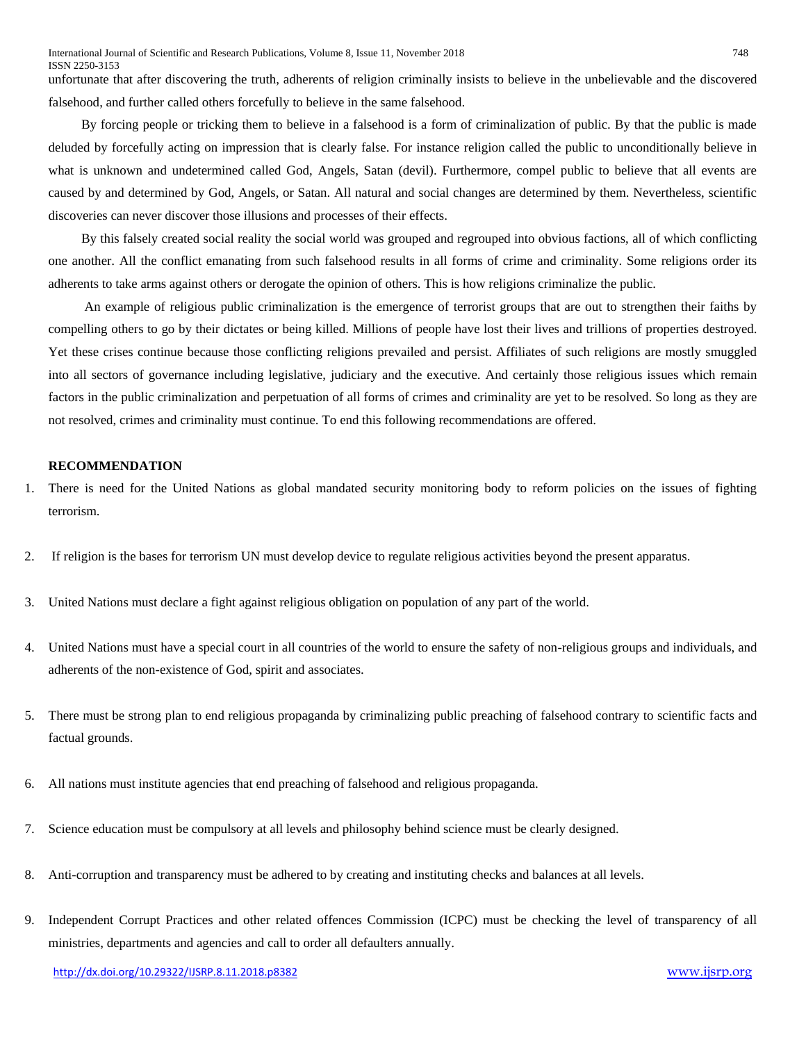unfortunate that after discovering the truth, adherents of religion criminally insists to believe in the unbelievable and the discovered falsehood, and further called others forcefully to believe in the same falsehood.

By forcing people or tricking them to believe in a falsehood is a form of criminalization of public. By that the public is made deluded by forcefully acting on impression that is clearly false. For instance religion called the public to unconditionally believe in what is unknown and undetermined called God, Angels, Satan (devil). Furthermore, compel public to believe that all events are caused by and determined by God, Angels, or Satan. All natural and social changes are determined by them. Nevertheless, scientific discoveries can never discover those illusions and processes of their effects.

By this falsely created social reality the social world was grouped and regrouped into obvious factions, all of which conflicting one another. All the conflict emanating from such falsehood results in all forms of crime and criminality. Some religions order its adherents to take arms against others or derogate the opinion of others. This is how religions criminalize the public.

An example of religious public criminalization is the emergence of terrorist groups that are out to strengthen their faiths by compelling others to go by their dictates or being killed. Millions of people have lost their lives and trillions of properties destroyed. Yet these crises continue because those conflicting religions prevailed and persist. Affiliates of such religions are mostly smuggled into all sectors of governance including legislative, judiciary and the executive. And certainly those religious issues which remain factors in the public criminalization and perpetuation of all forms of crimes and criminality are yet to be resolved. So long as they are not resolved, crimes and criminality must continue. To end this following recommendations are offered.

**RECOMMENDATION**

1. There is need for the United Nations as global mandated security monitoring body to reform policies on the issues of fighting terrorism.

2. If religion is the bases for terrorism UN must develop device to regulate religious activities beyond the present apparatus.

3. United Nations must declare a fight against religious obligation on population of any part of the world.

4. United Nations must have a special court in all countries of the world to ensure the safety of non-religious groups and individuals, and adherents of the non-existence of God, spirit and associates.

5. There must be strong plan to end religious propaganda by criminalizing public preaching of falsehood contrary to scientific facts and factual grounds.

6. All nations must institute agencies that end preaching of falsehood and religious propaganda.

7. Science education must be compulsory at all levels and philosophy behind science must be clearly designed.

8. Anti-corruption and transparency must be adhered to by creating and instituting checks and balances at all levels.

9. Independent Corrupt Practices and other related offences Commission (ICPC) must be checking the level of transparency of all ministries, departments and agencies and call to order all defaulters annually.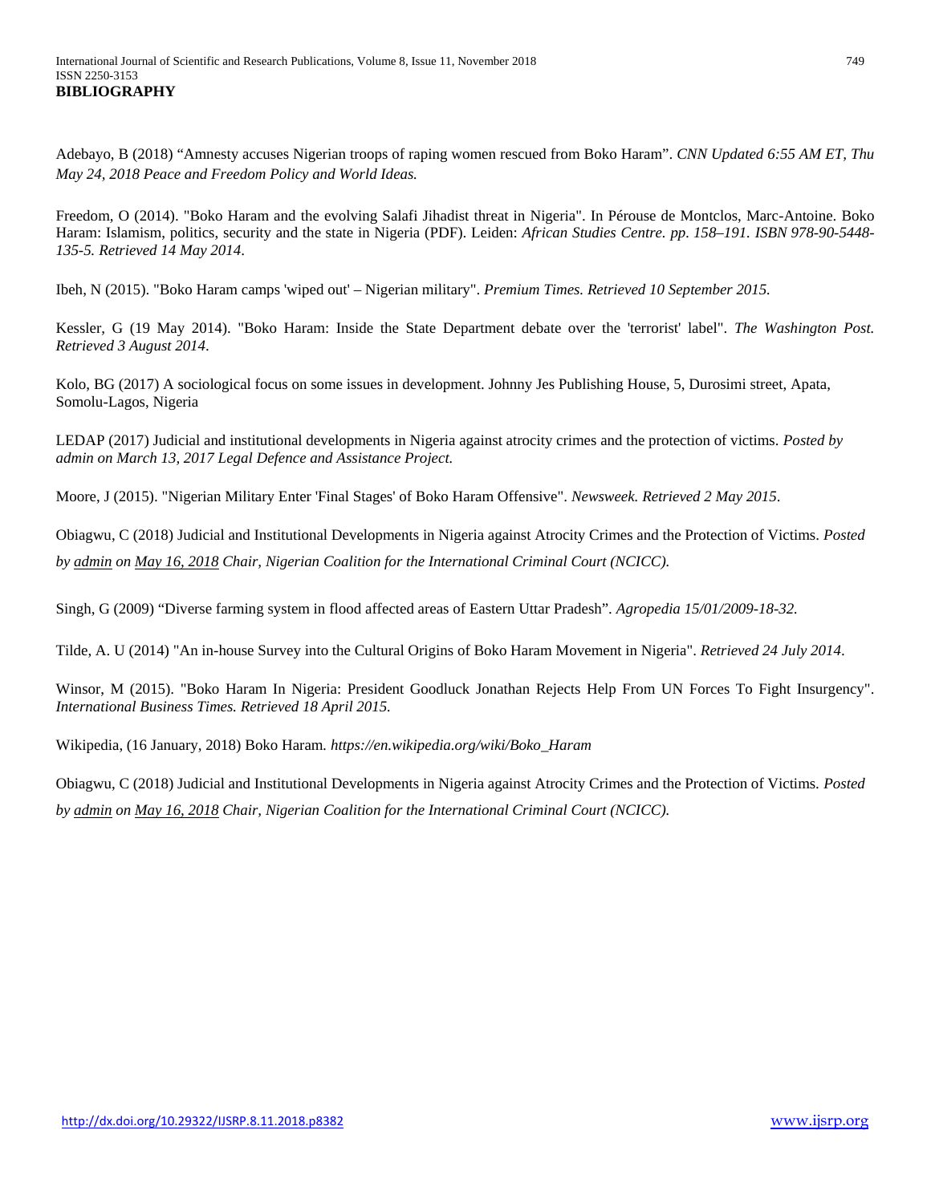## BIBLIOGRAPHY

Adebayo, B (2018) “Amnesty accuses Nigerian troops of raping women rescued from Boko Haram”. *CNN Updated 6:55 AM ET, Thu May 24, 2018 Peace and Freedom Policy and World Ideas.*

Freedom, O (2014). "Boko Haram and the evolving Salafi Jihadist threat in Nigeria". In Pérouse de Montclos, Marc-Antoine. Boko Haram: Islamism, politics, security and the state in Nigeria (PDF). Leiden: *African Studies Centre. pp. 158–191. ISBN 978-90-5448-135-5. Retrieved 14 May 2014*.

Ibeh, N (2015). "Boko Haram camps 'wiped out' – Nigerian military". *Premium Times. Retrieved 10 September 2015.*

Kessler, G (19 May 2014). "Boko Haram: Inside the State Department debate over the 'terrorist' label". *The Washington Post. Retrieved 3 August 2014*.

Kolo, BG (2017) A sociological focus on some issues in development. Johnny Jes Publishing House, 5, Durosimi street, Apata, Somolu-Lagos, Nigeria

LEDAP (2017) Judicial and institutional developments in Nigeria against atrocity crimes and the protection of victims. *Posted by admin on March 13, 2017 Legal Defence and Assistance Project.*

Moore, J (2015). "Nigerian Military Enter 'Final Stages' of Boko Haram Offensive". *Newsweek. Retrieved 2 May 2015*.

Obiagwu, C (2018) Judicial and Institutional Developments in Nigeria against Atrocity Crimes and the Protection of Victims. *Posted by admin on May 16, 2018 Chair, Nigerian Coalition for the International Criminal Court (NCICC).*

Singh, G (2009) “Diverse farming system in flood affected areas of Eastern Uttar Pradesh”. *Agropedia 15/01/2009-18-32.*

Tilde, A. U (2014) "An in-house Survey into the Cultural Origins of Boko Haram Movement in Nigeria". *Retrieved 24 July 2014*.

Winsor, M (2015). "Boko Haram In Nigeria: President Goodluck Jonathan Rejects Help From UN Forces To Fight Insurgency". *International Business Times. Retrieved 18 April 2015.*

Wikipedia, (16 January, 2018) Boko Haram. *https://en.wikipedia.org/wiki/Boko_Haram*

Obiagwu, C (2018) Judicial and Institutional Developments in Nigeria against Atrocity Crimes and the Protection of Victims. *Posted by admin on May 16, 2018 Chair, Nigerian Coalition for the International Criminal Court (NCICC).*